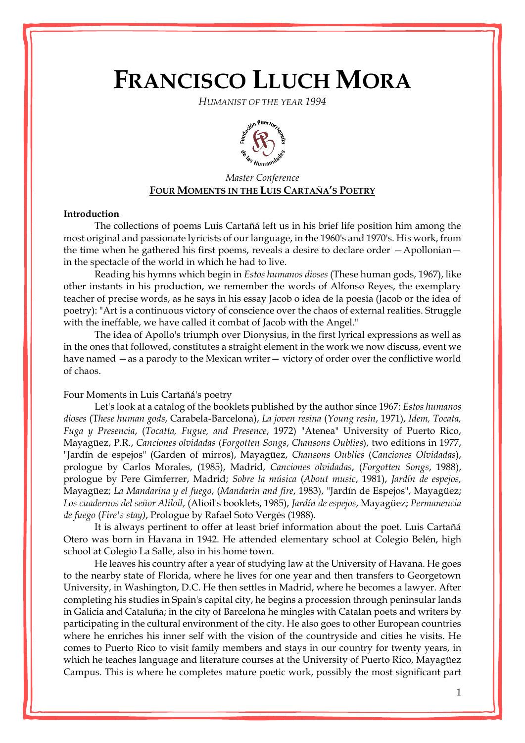# FRANCISCO LLUCH MORA

*HUMANIST OF THE YEAR 1994*

*Master Conference*

**FOUR MOMENTS IN THE LUIS CARTAÑA'S POETRY**

**Introduction**

The collections of poems Luis Cartañá left us in his brief life position him among the most original and passionate lyricists of our language, in the 1960's and 1970's. His work, from the time when he gathered his first poems, reveals a desire to declare order —Apollonian— in the spectacle of the world in which he had to live.

Reading his hymns which begin in *Estos humanos dioses* (These human gods, 1967), like other instants in his production, we remember the words of Alfonso Reyes, the exemplary teacher of precise words, as he says in his essay Jacob o idea de la poesía (Jacob or the idea of poetry): "Art is a continuous victory of conscience over the chaos of external realities. Struggle with the ineffable, we have called it combat of Jacob with the Angel."

The idea of Apollo's triumph over Dionysius, in the first lyrical expressions as well as in the ones that followed, constitutes a straight element in the work we now discuss, event we have named —as a parody to the Mexican writer— victory of order over the conflictive world of chaos.

Four Moments in Luis Cartañá's poetry

Let's look at a catalog of the booklets published by the author since 1967: *Estos humanos dioses* (*These human gods*, Carabela-Barcelona), *La joven resina* (*Young resin*, 1971), *Idem, Tocata, Fuga y Presencia*, (*Tocatta, Fugue, and Presence*, 1972) "Atenea" University of Puerto Rico, Mayagüez, P.R., *Canciones olvidadas* (*Forgotten Songs*, *Chansons Oublies*), two editions in 1977, "Jardín de espejos" (Garden of mirros), Mayagüez, *Chansons Oublies* (*Canciones Olvidadas*), prologue by Carlos Morales, (1985), Madrid, *Canciones olvidadas*, (*Forgotten Songs*, 1988), prologue by Pere Gimferrer, Madrid; *Sobre la música* (*About music*, 1981), *Jardín de espejos,* Mayagüez; *La Mandarina y el fuego*, (*Mandarin and fire*, 1983), "Jardín de Espejos", Mayagüez; *Los cuadernos del señor Aliloil*, (Alioil's booklets, 1985), *Jardín de espejos*, Mayagüez; *Permanencia de fuego* (*Fire's stay)*, Prologue by Rafael Soto Vergés (1988).

It is always pertinent to offer at least brief information about the poet. Luis Cartañá Otero was born in Havana in 1942. He attended elementary school at Colegio Belén, high school at Colegio La Salle, also in his home town.

He leaves his country after a year of studying law at the University of Havana. He goes to the nearby state of Florida, where he lives for one year and then transfers to Georgetown University, in Washington, D.C. He then settles in Madrid, where he becomes a lawyer. After completing his studies in Spain's capital city, he begins a procession through peninsular lands in Galicia and Cataluña; in the city of Barcelona he mingles with Catalan poets and writers by participating in the cultural environment of the city. He also goes to other European countries where he enriches his inner self with the vision of the countryside and cities he visits. He comes to Puerto Rico to visit family members and stays in our country for twenty years, in which he teaches language and literature courses at the University of Puerto Rico, Mayagüez Campus. This is where he completes mature poetic work, possibly the most significant part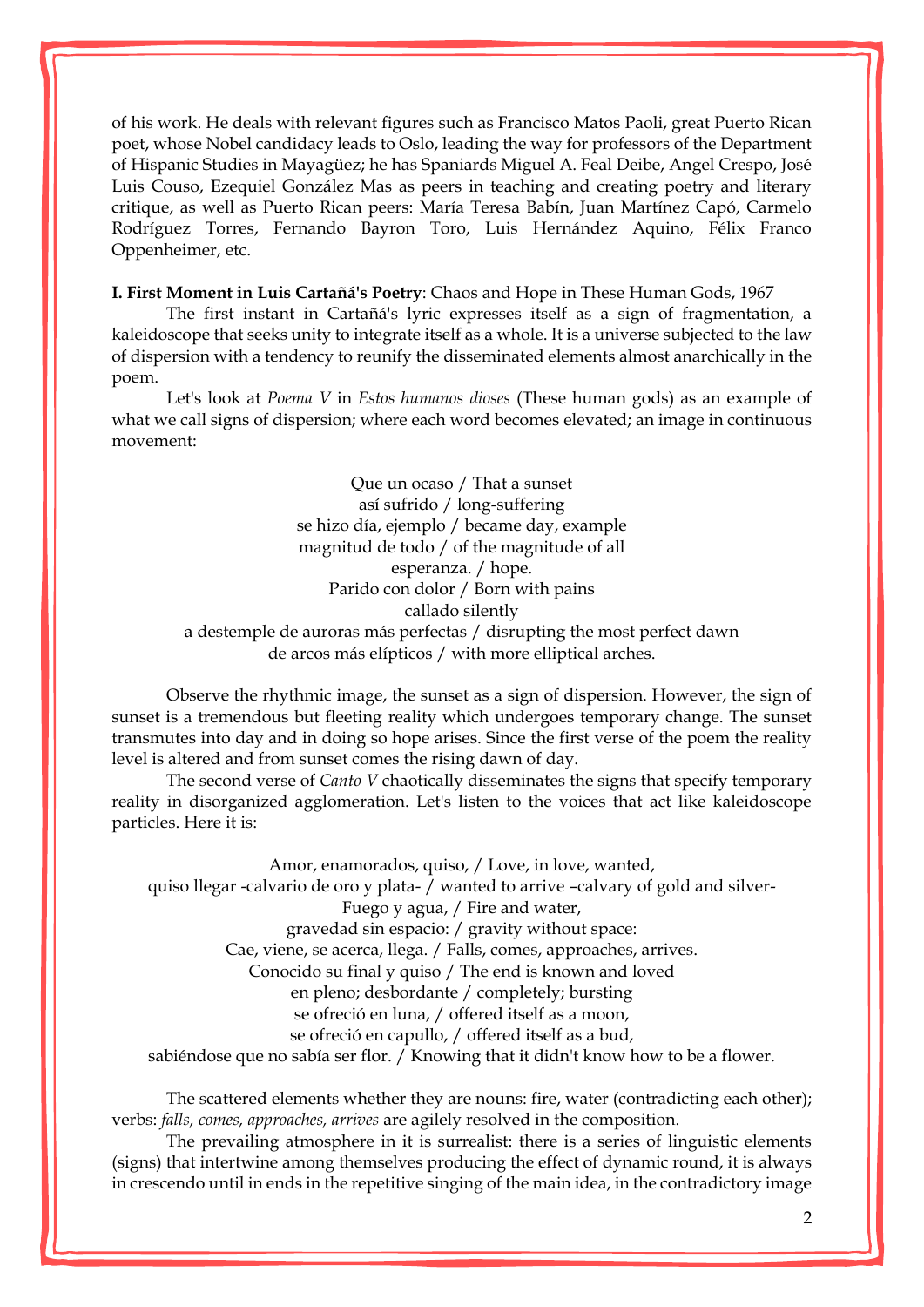of his work. He deals with relevant figures such as Francisco Matos Paoli, great Puerto Rican poet, whose Nobel candidacy leads to Oslo, leading the way for professors of the Department of Hispanic Studies in Mayagüez; he has Spaniards Miguel A. Feal Deibe, Angel Crespo, José Luis Couso, Ezequiel González Mas as peers in teaching and creating poetry and literary critique, as well as Puerto Rican peers: María Teresa Babín, Juan Martínez Capó, Carmelo Rodríguez Torres, Fernando Bayron Toro, Luis Hernández Aquino, Félix Franco Oppenheimer, etc.

**I. First Moment in Luis Cartañá's Poetry**: Chaos and Hope in These Human Gods, 1967

The first instant in Cartañá's lyric expresses itself as a sign of fragmentation, a kaleidoscope that seeks unity to integrate itself as a whole. It is a universe subjected to the law of dispersion with a tendency to reunify the disseminated elements almost anarchically in the poem.

Let's look at *Poema V* in *Estos humanos dioses* (These human gods) as an example of what we call signs of dispersion; where each word becomes elevated; an image in continuous movement:

Que un ocaso / That a sunset  
así sufrido / long-suffering  
se hizo día, ejemplo / became day, example  
magnitud de todo / of the magnitude of all  
esperanza. / hope.  
Parido con dolor / Born with pains  
callado silently  
a destemple de auroras más perfectas / disrupting the most perfect dawn  
de arcos más elípticos / with more elliptical arches.

Observe the rhythmic image, the sunset as a sign of dispersion. However, the sign of sunset is a tremendous but fleeting reality which undergoes temporary change. The sunset transmutes into day and in doing so hope arises. Since the first verse of the poem the reality level is altered and from sunset comes the rising dawn of day.

The second verse of *Canto V* chaotically disseminates the signs that specify temporary reality in disorganized agglomeration. Let's listen to the voices that act like kaleidoscope particles. Here it is:

Amor, enamorados, quiso, / Love, in love, wanted,  
quiso llegar -calvario de oro y plata- / wanted to arrive –calvary of gold and silver-  
Fuego y agua, / Fire and water,  
gravedad sin espacio: / gravity without space:  
Cae, viene, se acerca, llega. / Falls, comes, approaches, arrives.  
Conocido su final y quiso / The end is known and loved  
en pleno; desbordante / completely; bursting  
se ofreció en luna, / offered itself as a moon,  
se ofreció en capullo, / offered itself as a bud,  
sabiéndose que no sabía ser flor. / Knowing that it didn't know how to be a flower.

The scattered elements whether they are nouns: fire, water (contradicting each other); verbs: *falls, comes, approaches, arrives* are agilely resolved in the composition.

The prevailing atmosphere in it is surrealist: there is a series of linguistic elements (signs) that intertwine among themselves producing the effect of dynamic round, it is always in crescendo until in ends in the repetitive singing of the main idea, in the contradictory image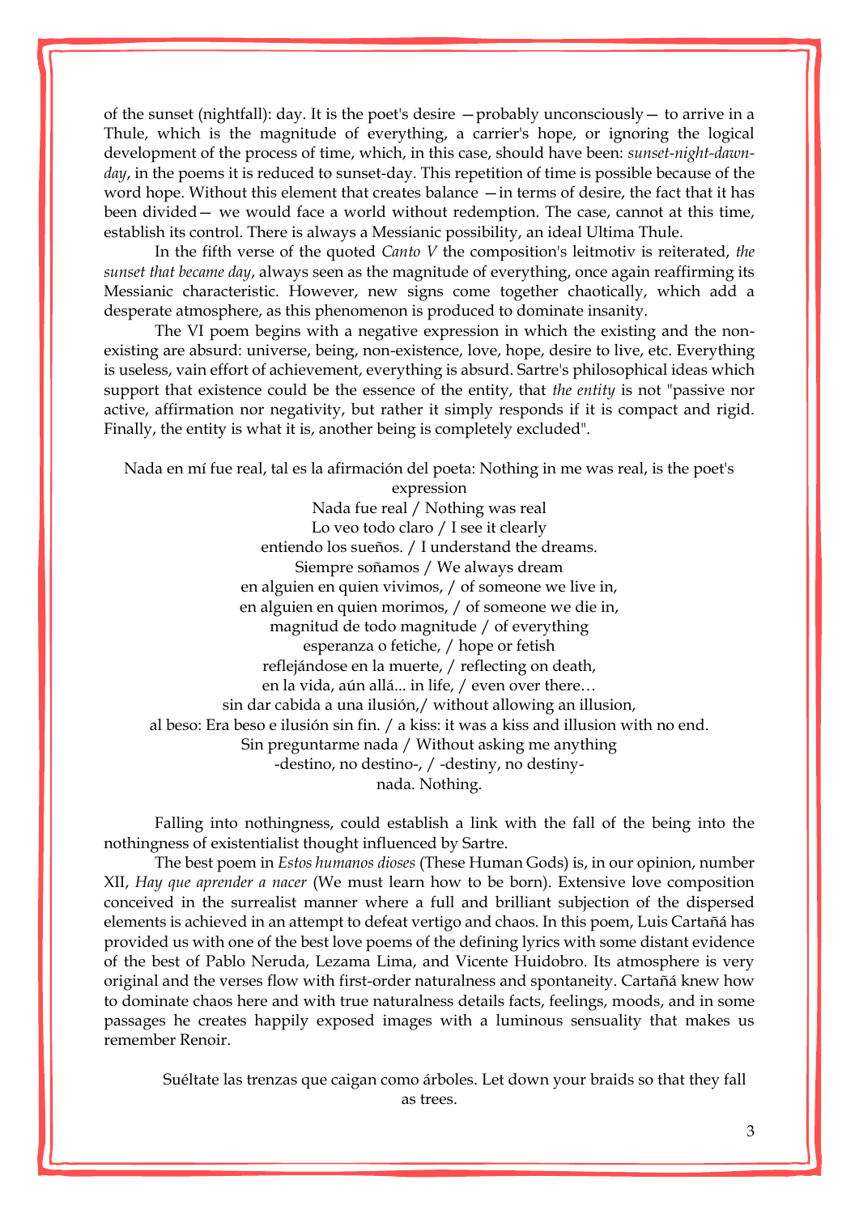of the sunset (nightfall): day. It is the poet's desire —probably unconsciously— to arrive in a Thule, which is the magnitude of everything, a carrier's hope, or ignoring the logical development of the process of time, which, in this case, should have been: *sunset-night-dawn-day*, in the poems it is reduced to sunset-day. This repetition of time is possible because of the word hope. Without this element that creates balance —in terms of desire, the fact that it has been divided— we would face a world without redemption. The case, cannot at this time, establish its control. There is always a Messianic possibility, an ideal Ultima Thule.

In the fifth verse of the quoted *Canto V* the composition's leitmotiv is reiterated, *the sunset that became day*, always seen as the magnitude of everything, once again reaffirming its Messianic characteristic. However, new signs come together chaotically, which add a desperate atmosphere, as this phenomenon is produced to dominate insanity.

The VI poem begins with a negative expression in which the existing and the non-existing are absurd: universe, being, non-existence, love, hope, desire to live, etc. Everything is useless, vain effort of achievement, everything is absurd. Sartre's philosophical ideas which support that existence could be the essence of the entity, that *the entity* is not "passive nor active, affirmation nor negativity, but rather it simply responds if it is compact and rigid. Finally, the entity is what it is, another being is completely excluded".

Nada en mí fue real, tal es la afirmación del poeta: Nothing in me was real, is the poet's expression

Nada fue real / Nothing was real
Lo veo todo claro / I see it clearly
entiendo los sueños. / I understand the dreams.
Siempre soñamos / We always dream
en alguien en quien vivimos, / of someone we live in,
en alguien en quien morimos, / of someone we die in,
magnitud de todo magnitude / of everything
esperanza o fetiche, / hope or fetish
reflejándose en la muerte, / reflecting on death,
en la vida, aún allá... in life, / even over there…
sin dar cabida a una ilusión,/ without allowing an illusion,
al beso: Era beso e ilusión sin fin. / a kiss: it was a kiss and illusion with no end.
Sin preguntarme nada / Without asking me anything
-destino, no destino-, / -destiny, no destiny-
nada. Nothing.

Falling into nothingness, could establish a link with the fall of the being into the nothingness of existentialist thought influenced by Sartre.

The best poem in *Estos humanos dioses* (These Human Gods) is, in our opinion, number XII, *Hay que aprender a nacer* (We must learn how to be born). Extensive love composition conceived in the surrealist manner where a full and brilliant subjection of the dispersed elements is achieved in an attempt to defeat vertigo and chaos. In this poem, Luis Cartañá has provided us with one of the best love poems of the defining lyrics with some distant evidence of the best of Pablo Neruda, Lezama Lima, and Vicente Huidobro. Its atmosphere is very original and the verses flow with first-order naturalness and spontaneity. Cartañá knew how to dominate chaos here and with true naturalness details facts, feelings, moods, and in some passages he creates happily exposed images with a luminous sensuality that makes us remember Renoir.

Suéltate las trenzas que caigan como árboles. Let down your braids so that they fall as trees.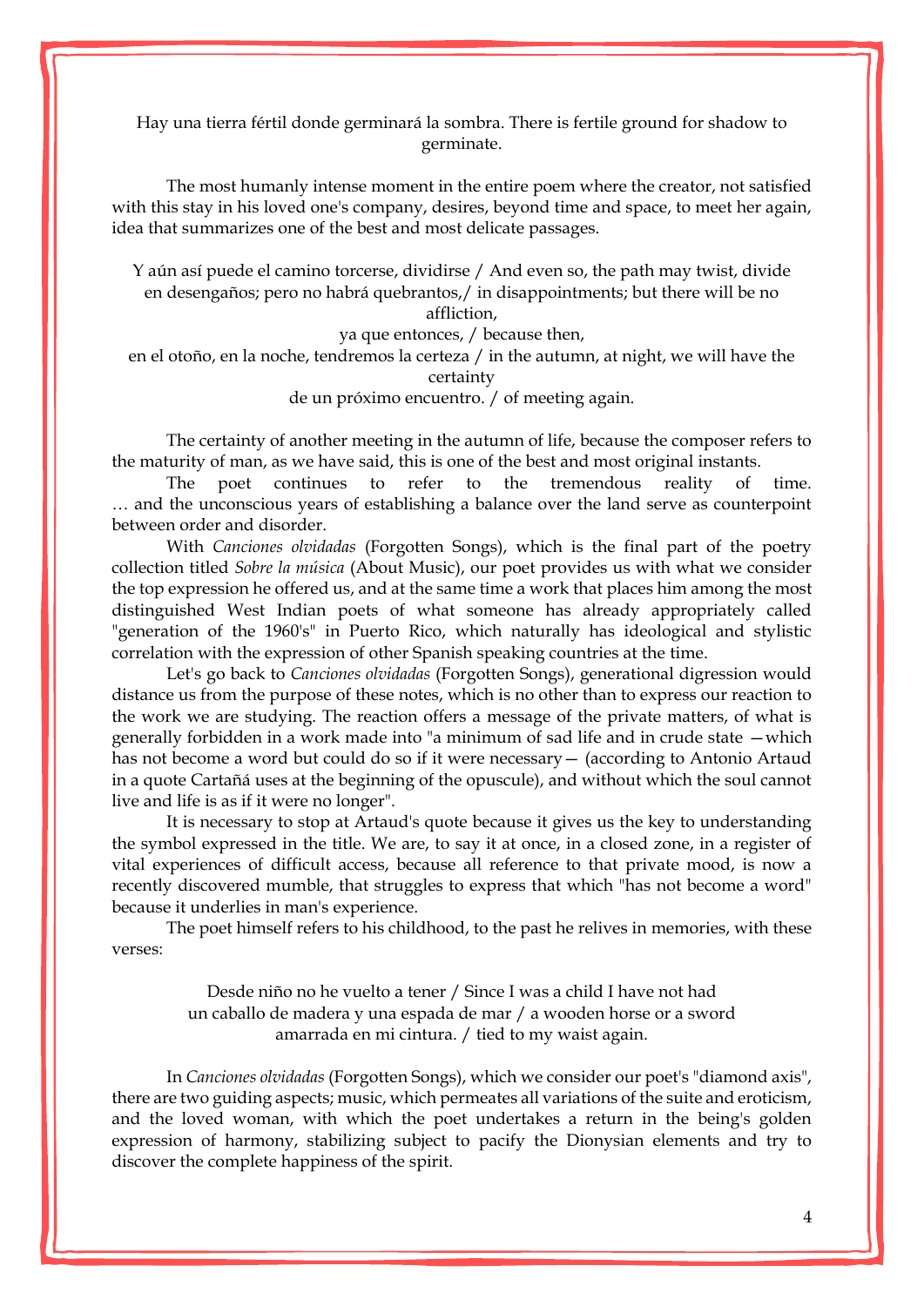Hay una tierra fértil donde germinará la sombra. There is fertile ground for shadow to germinate.

The most humanly intense moment in the entire poem where the creator, not satisfied with this stay in his loved one's company, desires, beyond time and space, to meet her again, idea that summarizes one of the best and most delicate passages.

Y aún así puede el camino torcerse, dividirse / And even so, the path may twist, divide
en desengaños; pero no habrá quebrantos,/ in disappointments; but there will be no affliction,
ya que entonces, / because then,
en el otoño, en la noche, tendremos la certeza / in the autumn, at night, we will have the certainty
de un próximo encuentro. / of meeting again.

The certainty of another meeting in the autumn of life, because the composer refers to the maturity of man, as we have said, this is one of the best and most original instants.

The poet continues to refer to the tremendous reality of time. … and the unconscious years of establishing a balance over the land serve as counterpoint between order and disorder.

With *Canciones olvidadas* (Forgotten Songs), which is the final part of the poetry collection titled *Sobre la música* (About Music), our poet provides us with what we consider the top expression he offered us, and at the same time a work that places him among the most distinguished West Indian poets of what someone has already appropriately called "generation of the 1960's" in Puerto Rico, which naturally has ideological and stylistic correlation with the expression of other Spanish speaking countries at the time.

Let's go back to *Canciones olvidadas* (Forgotten Songs), generational digression would distance us from the purpose of these notes, which is no other than to express our reaction to the work we are studying. The reaction offers a message of the private matters, of what is generally forbidden in a work made into "a minimum of sad life and in crude state —which has not become a word but could do so if it were necessary— (according to Antonio Artaud in a quote Cartañá uses at the beginning of the opuscule), and without which the soul cannot live and life is as if it were no longer".

It is necessary to stop at Artaud's quote because it gives us the key to understanding the symbol expressed in the title. We are, to say it at once, in a closed zone, in a register of vital experiences of difficult access, because all reference to that private mood, is now a recently discovered mumble, that struggles to express that which "has not become a word" because it underlies in man's experience.

The poet himself refers to his childhood, to the past he relives in memories, with these verses:

Desde niño no he vuelto a tener / Since I was a child I have not had
un caballo de madera y una espada de mar / a wooden horse or a sword
amarrada en mi cintura. / tied to my waist again.

In *Canciones olvidadas* (Forgotten Songs), which we consider our poet's "diamond axis", there are two guiding aspects; music, which permeates all variations of the suite and eroticism, and the loved woman, with which the poet undertakes a return in the being's golden expression of harmony, stabilizing subject to pacify the Dionysian elements and try to discover the complete happiness of the spirit.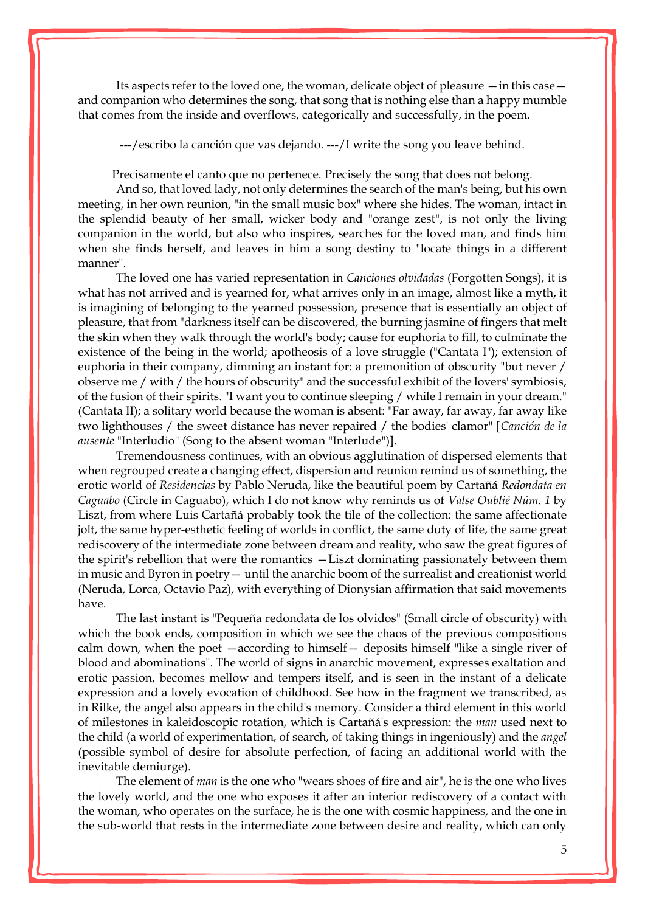Its aspects refer to the loved one, the woman, delicate object of pleasure —in this case— and companion who determines the song, that song that is nothing else than a happy mumble that comes from the inside and overflows, categorically and successfully, in the poem.

---/escribo la canción que vas dejando. ---/I write the song you leave behind.

Precisamente el canto que no pertenece. Precisely the song that does not belong.

And so, that loved lady, not only determines the search of the man's being, but his own meeting, in her own reunion, "in the small music box" where she hides. The woman, intact in the splendid beauty of her small, wicker body and "orange zest", is not only the living companion in the world, but also who inspires, searches for the loved man, and finds him when she finds herself, and leaves in him a song destiny to "locate things in a different manner".

The loved one has varied representation in *Canciones olvidadas* (Forgotten Songs), it is what has not arrived and is yearned for, what arrives only in an image, almost like a myth, it is imagining of belonging to the yearned possession, presence that is essentially an object of pleasure, that from "darkness itself can be discovered, the burning jasmine of fingers that melt the skin when they walk through the world's body; cause for euphoria to fill, to culminate the existence of the being in the world; apotheosis of a love struggle ("Cantata I"); extension of euphoria in their company, dimming an instant for: a premonition of obscurity "but never / observe me / with / the hours of obscurity" and the successful exhibit of the lovers' symbiosis, of the fusion of their spirits. "I want you to continue sleeping / while I remain in your dream." (Cantata II); a solitary world because the woman is absent: "Far away, far away, far away like two lighthouses / the sweet distance has never repaired / the bodies' clamor" [*Canción de la ausente* "Interludio" (Song to the absent woman "Interlude")].

Tremendousness continues, with an obvious agglutination of dispersed elements that when regrouped create a changing effect, dispersion and reunion remind us of something, the erotic world of *Residencias* by Pablo Neruda, like the beautiful poem by Cartañá *Redondata en Caguabo* (Circle in Caguabo), which I do not know why reminds us of *Valse Oublié Núm. 1* by Liszt, from where Luis Cartañá probably took the tile of the collection: the same affectionate jolt, the same hyper-esthetic feeling of worlds in conflict, the same duty of life, the same great rediscovery of the intermediate zone between dream and reality, who saw the great figures of the spirit's rebellion that were the romantics —Liszt dominating passionately between them in music and Byron in poetry— until the anarchic boom of the surrealist and creationist world (Neruda, Lorca, Octavio Paz), with everything of Dionysian affirmation that said movements have.

The last instant is "Pequeña redondata de los olvidos" (Small circle of obscurity) with which the book ends, composition in which we see the chaos of the previous compositions calm down, when the poet —according to himself— deposits himself "like a single river of blood and abominations". The world of signs in anarchic movement, expresses exaltation and erotic passion, becomes mellow and tempers itself, and is seen in the instant of a delicate expression and a lovely evocation of childhood. See how in the fragment we transcribed, as in Rilke, the angel also appears in the child's memory. Consider a third element in this world of milestones in kaleidoscopic rotation, which is Cartañá's expression: the *man* used next to the child (a world of experimentation, of search, of taking things in ingeniously) and the *angel* (possible symbol of desire for absolute perfection, of facing an additional world with the inevitable demiurge).

The element of *man* is the one who "wears shoes of fire and air", he is the one who lives the lovely world, and the one who exposes it after an interior rediscovery of a contact with the woman, who operates on the surface, he is the one with cosmic happiness, and the one in the sub-world that rests in the intermediate zone between desire and reality, which can only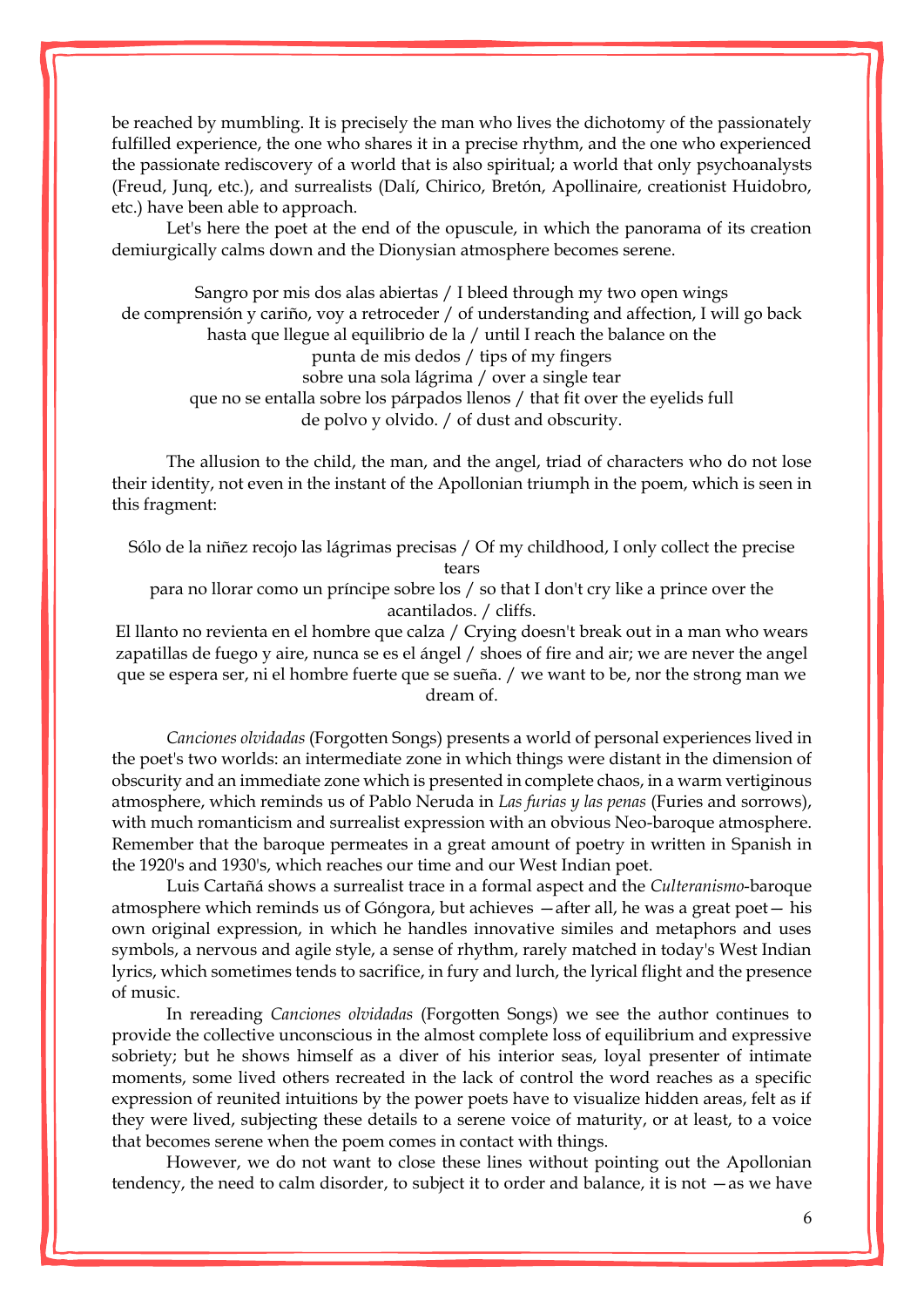be reached by mumbling. It is precisely the man who lives the dichotomy of the passionately fulfilled experience, the one who shares it in a precise rhythm, and the one who experienced the passionate rediscovery of a world that is also spiritual; a world that only psychoanalysts (Freud, Junq, etc.), and surrealists (Dalí, Chirico, Bretón, Apollinaire, creationist Huidobro, etc.) have been able to approach.

Let's here the poet at the end of the opuscule, in which the panorama of its creation demiurgically calms down and the Dionysian atmosphere becomes serene.

Sangro por mis dos alas abiertas / I bleed through my two open wings
de comprensión y cariño, voy a retroceder / of understanding and affection, I will go back
hasta que llegue al equilibrio de la / until I reach the balance on the
punta de mis dedos / tips of my fingers
sobre una sola lágrima / over a single tear
que no se entalla sobre los párpados llenos / that fit over the eyelids full
de polvo y olvido. / of dust and obscurity.

The allusion to the child, the man, and the angel, triad of characters who do not lose their identity, not even in the instant of the Apollonian triumph in the poem, which is seen in this fragment:

Sólo de la niñez recojo las lágrimas precisas / Of my childhood, I only collect the precise tears
para no llorar como un príncipe sobre los / so that I don't cry like a prince over the acantilados. / cliffs.
El llanto no revienta en el hombre que calza / Crying doesn't break out in a man who wears zapatillas de fuego y aire, nunca se es el ángel / shoes of fire and air; we are never the angel que se espera ser, ni el hombre fuerte que se sueña. / we want to be, nor the strong man we dream of.

*Canciones olvidadas* (Forgotten Songs) presents a world of personal experiences lived in the poet's two worlds: an intermediate zone in which things were distant in the dimension of obscurity and an immediate zone which is presented in complete chaos, in a warm vertiginous atmosphere, which reminds us of Pablo Neruda in *Las furias y las penas* (Furies and sorrows), with much romanticism and surrealist expression with an obvious Neo-baroque atmosphere. Remember that the baroque permeates in a great amount of poetry in written in Spanish in the 1920's and 1930's, which reaches our time and our West Indian poet.

Luis Cartañá shows a surrealist trace in a formal aspect and the *Culteranismo*-baroque atmosphere which reminds us of Góngora, but achieves —after all, he was a great poet— his own original expression, in which he handles innovative similes and metaphors and uses symbols, a nervous and agile style, a sense of rhythm, rarely matched in today's West Indian lyrics, which sometimes tends to sacrifice, in fury and lurch, the lyrical flight and the presence of music.

In rereading *Canciones olvidadas* (Forgotten Songs) we see the author continues to provide the collective unconscious in the almost complete loss of equilibrium and expressive sobriety; but he shows himself as a diver of his interior seas, loyal presenter of intimate moments, some lived others recreated in the lack of control the word reaches as a specific expression of reunited intuitions by the power poets have to visualize hidden areas, felt as if they were lived, subjecting these details to a serene voice of maturity, or at least, to a voice that becomes serene when the poem comes in contact with things.

However, we do not want to close these lines without pointing out the Apollonian tendency, the need to calm disorder, to subject it to order and balance, it is not —as we have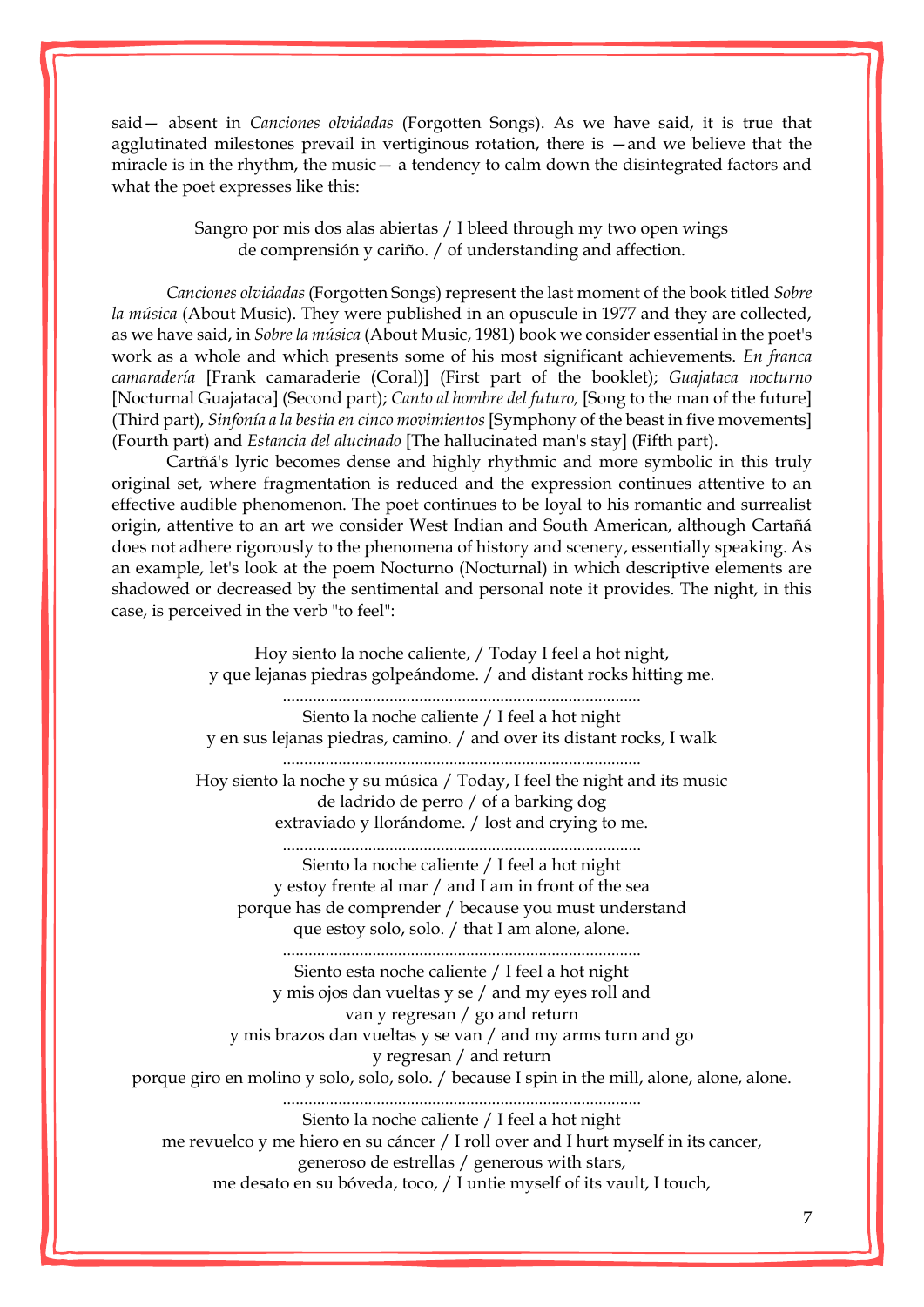said— absent in *Canciones olvidadas* (Forgotten Songs). As we have said, it is true that agglutinated milestones prevail in vertiginous rotation, there is —and we believe that the miracle is in the rhythm, the music— a tendency to calm down the disintegrated factors and what the poet expresses like this:

> Sangro por mis dos alas abiertas / I bleed through my two open wings
> de comprensión y cariño. / of understanding and affection.

*Canciones olvidadas* (Forgotten Songs) represent the last moment of the book titled *Sobre la música* (About Music). They were published in an opuscule in 1977 and they are collected, as we have said, in *Sobre la música* (About Music, 1981) book we consider essential in the poet's work as a whole and which presents some of his most significant achievements. *En franca camaradería* [Frank camaraderie (Coral)] (First part of the booklet); *Guajataca nocturno* [Nocturnal Guajataca] (Second part); *Canto al hombre del futuro,* [Song to the man of the future] (Third part), *Sinfonía a la bestia en cinco movimientos* [Symphony of the beast in five movements] (Fourth part) and *Estancia del alucinado* [The hallucinated man's stay] (Fifth part).

Cartñá's lyric becomes dense and highly rhythmic and more symbolic in this truly original set, where fragmentation is reduced and the expression continues attentive to an effective audible phenomenon. The poet continues to be loyal to his romantic and surrealist origin, attentive to an art we consider West Indian and South American, although Cartañá does not adhere rigorously to the phenomena of history and scenery, essentially speaking. As an example, let's look at the poem Nocturno (Nocturnal) in which descriptive elements are shadowed or decreased by the sentimental and personal note it provides. The night, in this case, is perceived in the verb "to feel":

> Hoy siento la noche caliente, / Today I feel a hot night,
> y que lejanas piedras golpeándome. / and distant rocks hitting me.
> ..................................................................................
> Siento la noche caliente / I feel a hot night
> y en sus lejanas piedras, camino. / and over its distant rocks, I walk
> ..................................................................................
> Hoy siento la noche y su música / Today, I feel the night and its music
> de ladrido de perro / of a barking dog
> extraviado y llorándome. / lost and crying to me.
> ..................................................................................
> Siento la noche caliente / I feel a hot night
> y estoy frente al mar / and I am in front of the sea
> porque has de comprender / because you must understand
> que estoy solo, solo. / that I am alone, alone.
> ..................................................................................
> Siento esta noche caliente / I feel a hot night
> y mis ojos dan vueltas y se / and my eyes roll and
> van y regresan / go and return
> y mis brazos dan vueltas y se van / and my arms turn and go
> y regresan / and return
> porque giro en molino y solo, solo, solo. / because I spin in the mill, alone, alone, alone.
> ..................................................................................
> Siento la noche caliente / I feel a hot night
> me revuelco y me hiero en su cáncer / I roll over and I hurt myself in its cancer,
> generoso de estrellas / generous with stars,
> me desato en su bóveda, toco, / I untie myself of its vault, I touch,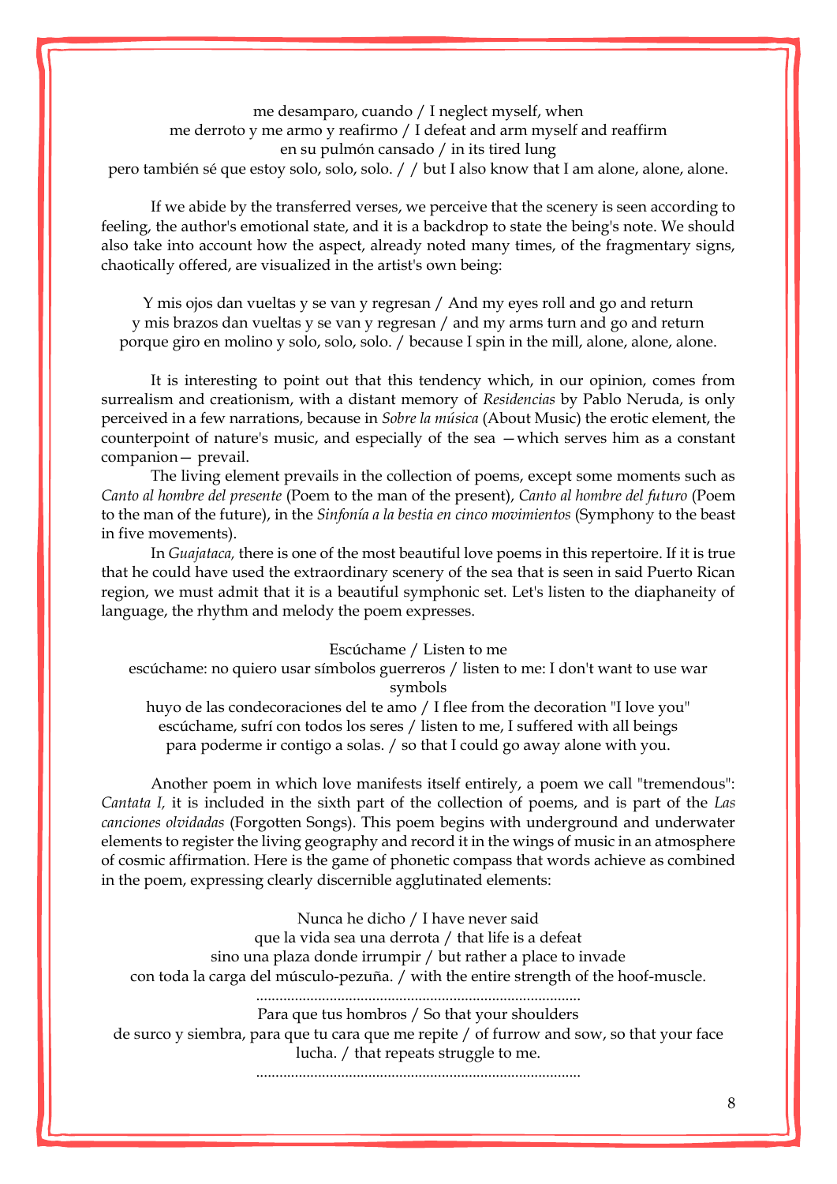me desamparo, cuando / I neglect myself, when  
me derroto y me armo y reafirmo / I defeat and arm myself and reaffirm  
en su pulmón cansado / in its tired lung  
pero también sé que estoy solo, solo, solo. / / but I also know that I am alone, alone, alone.

If we abide by the transferred verses, we perceive that the scenery is seen according to feeling, the author's emotional state, and it is a backdrop to state the being's note. We should also take into account how the aspect, already noted many times, of the fragmentary signs, chaotically offered, are visualized in the artist's own being:

Y mis ojos dan vueltas y se van y regresan / And my eyes roll and go and return  
y mis brazos dan vueltas y se van y regresan / and my arms turn and go and return  
porque giro en molino y solo, solo, solo. / because I spin in the mill, alone, alone, alone.

It is interesting to point out that this tendency which, in our opinion, comes from surrealism and creationism, with a distant memory of *Residencias* by Pablo Neruda, is only perceived in a few narrations, because in *Sobre la música* (About Music) the erotic element, the counterpoint of nature's music, and especially of the sea —which serves him as a constant companion— prevail.

The living element prevails in the collection of poems, except some moments such as *Canto al hombre del presente* (Poem to the man of the present), *Canto al hombre del futuro* (Poem to the man of the future), in the *Sinfonía a la bestia en cinco movimientos* (Symphony to the beast in five movements).

In *Guajataca,* there is one of the most beautiful love poems in this repertoire. If it is true that he could have used the extraordinary scenery of the sea that is seen in said Puerto Rican region, we must admit that it is a beautiful symphonic set. Let's listen to the diaphaneity of language, the rhythm and melody the poem expresses.

Escúchame / Listen to me  
escúchame: no quiero usar símbolos guerreros / listen to me: I don't want to use war symbols  
huyo de las condecoraciones del te amo / I flee from the decoration "I love you"  
escúchame, sufrí con todos los seres / listen to me, I suffered with all beings  
para poderme ir contigo a solas. / so that I could go away alone with you.

Another poem in which love manifests itself entirely, a poem we call "tremendous": *Cantata I,* it is included in the sixth part of the collection of poems, and is part of the *Las canciones olvidadas* (Forgotten Songs). This poem begins with underground and underwater elements to register the living geography and record it in the wings of music in an atmosphere of cosmic affirmation. Here is the game of phonetic compass that words achieve as combined in the poem, expressing clearly discernible agglutinated elements:

Nunca he dicho / I have never said  
que la vida sea una derrota / that life is a defeat  
sino una plaza donde irrumpir / but rather a place to invade  
con toda la carga del músculo-pezuña. / with the entire strength of the hoof-muscle.  
..................................................................................  
Para que tus hombros / So that your shoulders  
de surco y siembra, para que tu cara que me repite / of furrow and sow, so that your face lucha. / that repeats struggle to me.  
..................................................................................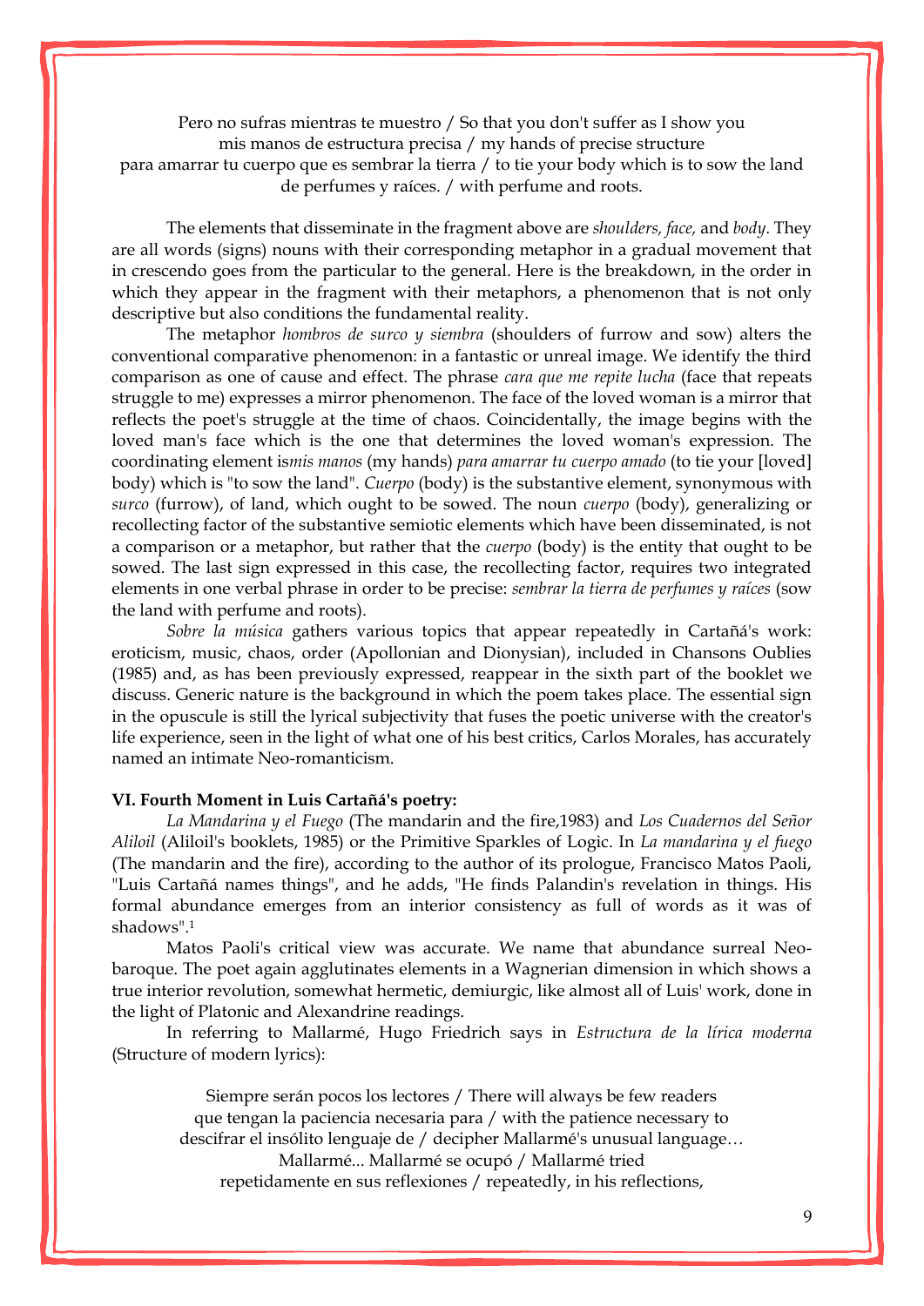Pero no sufras mientras te muestro / So that you don't suffer as I show you
mis manos de estructura precisa / my hands of precise structure
para amarrar tu cuerpo que es sembrar la tierra / to tie your body which is to sow the land
de perfumes y raíces. / with perfume and roots.

The elements that disseminate in the fragment above are *shoulders, face,* and *body*. They are all words (signs) nouns with their corresponding metaphor in a gradual movement that in crescendo goes from the particular to the general. Here is the breakdown, in the order in which they appear in the fragment with their metaphors, a phenomenon that is not only descriptive but also conditions the fundamental reality.

The metaphor *hombros de surco y siembra* (shoulders of furrow and sow) alters the conventional comparative phenomenon: in a fantastic or unreal image. We identify the third comparison as one of cause and effect. The phrase *cara que me repite lucha* (face that repeats struggle to me) expresses a mirror phenomenon. The face of the loved woman is a mirror that reflects the poet's struggle at the time of chaos. Coincidentally, the image begins with the loved man's face which is the one that determines the loved woman's expression. The coordinating element is*mis manos* (my hands) *para amarrar tu cuerpo amado* (to tie your [loved] body) which is "to sow the land". *Cuerpo* (body) is the substantive element, synonymous with *surco* (furrow), of land, which ought to be sowed. The noun *cuerpo* (body), generalizing or recollecting factor of the substantive semiotic elements which have been disseminated, is not a comparison or a metaphor, but rather that the *cuerpo* (body) is the entity that ought to be sowed. The last sign expressed in this case, the recollecting factor, requires two integrated elements in one verbal phrase in order to be precise: *sembrar la tierra de perfumes y raíces* (sow the land with perfume and roots).

*Sobre la música* gathers various topics that appear repeatedly in Cartañá's work: eroticism, music, chaos, order (Apollonian and Dionysian), included in Chansons Oublies (1985) and, as has been previously expressed, reappear in the sixth part of the booklet we discuss. Generic nature is the background in which the poem takes place. The essential sign in the opuscule is still the lyrical subjectivity that fuses the poetic universe with the creator's life experience, seen in the light of what one of his best critics, Carlos Morales, has accurately named an intimate Neo-romanticism.

**VI. Fourth Moment in Luis Cartañá's poetry:**

*La Mandarina y el Fuego* (The mandarin and the fire,1983) and *Los Cuadernos del Señor Aliloil* (Aliloil's booklets, 1985) or the Primitive Sparkles of Logic. In *La mandarina y el fuego* (The mandarin and the fire), according to the author of its prologue, Francisco Matos Paoli, "Luis Cartañá names things", and he adds, "He finds Palandin's revelation in things. His formal abundance emerges from an interior consistency as full of words as it was of shadows".[1]

Matos Paoli's critical view was accurate. We name that abundance surreal Neo-baroque. The poet again agglutinates elements in a Wagnerian dimension in which shows a true interior revolution, somewhat hermetic, demiurgic, like almost all of Luis' work, done in the light of Platonic and Alexandrine readings.

In referring to Mallarmé, Hugo Friedrich says in *Estructura de la lírica moderna* (Structure of modern lyrics):

Siempre serán pocos los lectores / There will always be few readers
que tengan la paciencia necesaria para / with the patience necessary to
descifrar el insólito lenguaje de / decipher Mallarmé's unusual language…
Mallarmé... Mallarmé se ocupó / Mallarmé tried
repetidamente en sus reflexiones / repeatedly, in his reflections,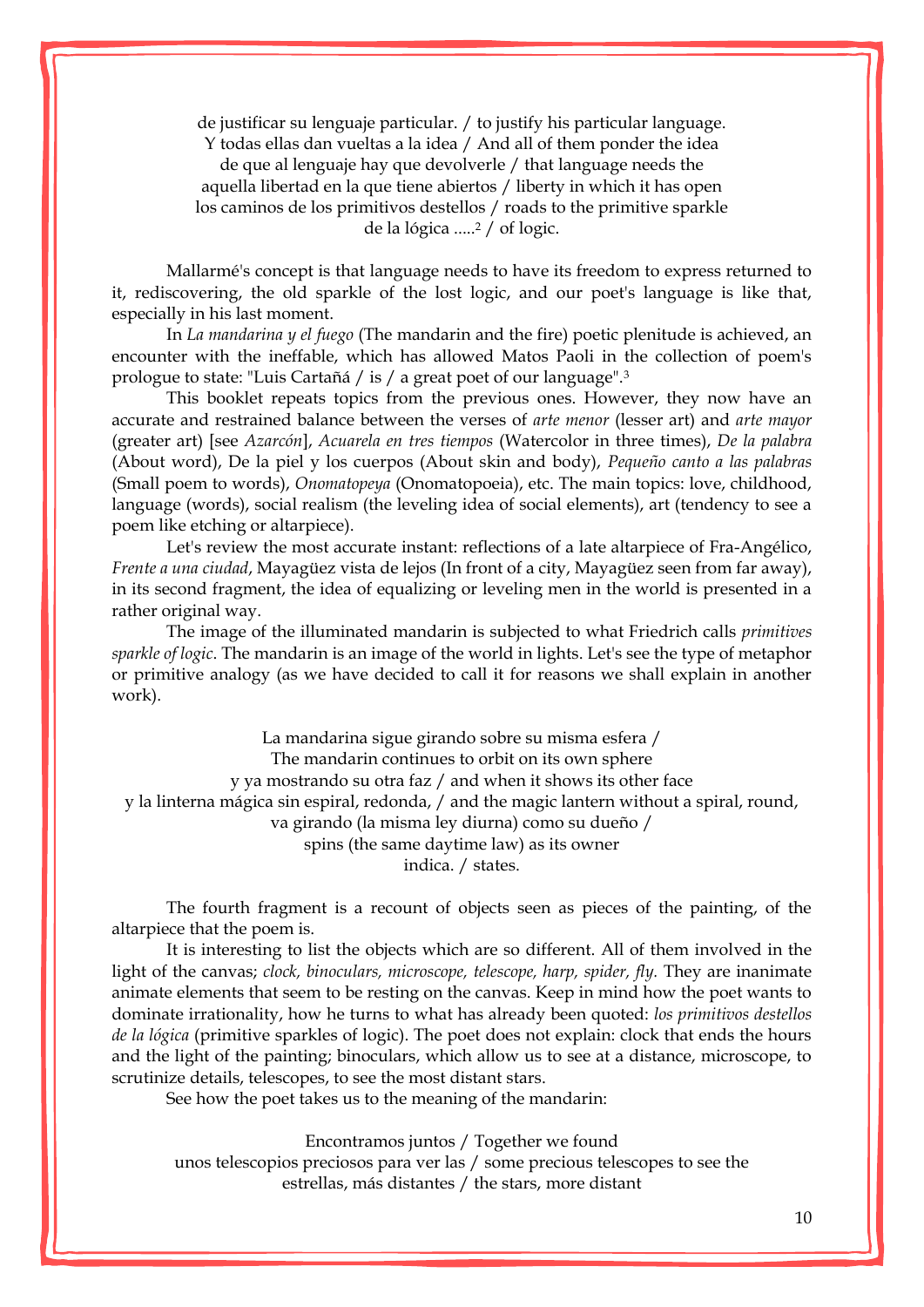de justificar su lenguaje particular. / to justify his particular language.
Y todas ellas dan vueltas a la idea / And all of them ponder the idea
de que al lenguaje hay que devolverle / that language needs the
aquella libertad en la que tiene abiertos / liberty in which it has open
los caminos de los primitivos destellos / roads to the primitive sparkle
de la lógica .....[2] / of logic.

Mallarmé's concept is that language needs to have its freedom to express returned to it, rediscovering, the old sparkle of the lost logic, and our poet's language is like that, especially in his last moment.

In *La mandarina y el fuego* (The mandarin and the fire) poetic plenitude is achieved, an encounter with the ineffable, which has allowed Matos Paoli in the collection of poem's prologue to state: "Luis Cartañá / is / a great poet of our language".[3]

This booklet repeats topics from the previous ones. However, they now have an accurate and restrained balance between the verses of *arte menor* (lesser art) and *arte mayor* (greater art) [see *Azarcón*], *Acuarela en tres tiempos* (Watercolor in three times), *De la palabra* (About word), De la piel y los cuerpos (About skin and body), *Pequeño canto a las palabras* (Small poem to words), *Onomatopeya* (Onomatopoeia), etc. The main topics: love, childhood, language (words), social realism (the leveling idea of social elements), art (tendency to see a poem like etching or altarpiece).

Let's review the most accurate instant: reflections of a late altarpiece of Fra-Angélico, *Frente a una ciudad*, Mayagüez vista de lejos (In front of a city, Mayagüez seen from far away), in its second fragment, the idea of equalizing or leveling men in the world is presented in a rather original way.

The image of the illuminated mandarin is subjected to what Friedrich calls *primitives sparkle of logic*. The mandarin is an image of the world in lights. Let's see the type of metaphor or primitive analogy (as we have decided to call it for reasons we shall explain in another work).

La mandarina sigue girando sobre su misma esfera /
The mandarin continues to orbit on its own sphere
y ya mostrando su otra faz / and when it shows its other face
y la linterna mágica sin espiral, redonda, / and the magic lantern without a spiral, round,
va girando (la misma ley diurna) como su dueño /
spins (the same daytime law) as its owner
indica. / states.

The fourth fragment is a recount of objects seen as pieces of the painting, of the altarpiece that the poem is.

It is interesting to list the objects which are so different. All of them involved in the light of the canvas; *clock, binoculars, microscope, telescope, harp, spider, fly.* They are inanimate animate elements that seem to be resting on the canvas. Keep in mind how the poet wants to dominate irrationality, how he turns to what has already been quoted: *los primitivos destellos de la lógica* (primitive sparkles of logic). The poet does not explain: clock that ends the hours and the light of the painting; binoculars, which allow us to see at a distance, microscope, to scrutinize details, telescopes, to see the most distant stars.

See how the poet takes us to the meaning of the mandarin:

Encontramos juntos / Together we found
unos telescopios preciosos para ver las / some precious telescopes to see the
estrellas, más distantes / the stars, more distant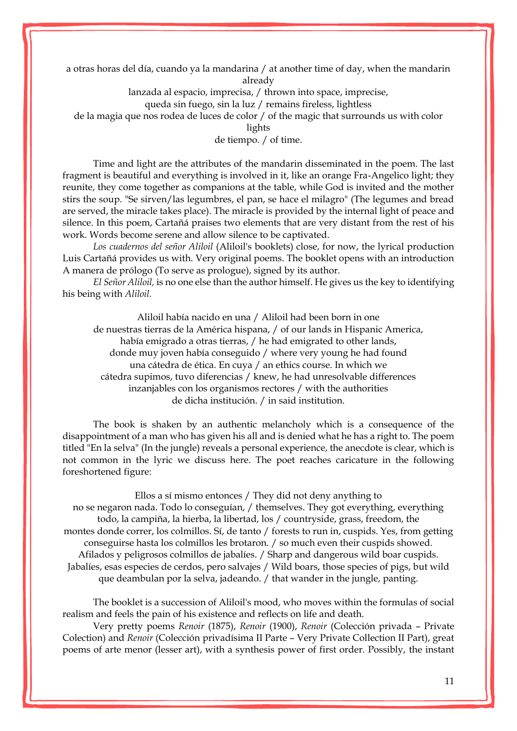a otras horas del día, cuando ya la mandarina / at another time of day, when the mandarin already
lanzada al espacio, imprecisa, / thrown into space, imprecise,
queda sin fuego, sin la luz / remains fireless, lightless
de la magia que nos rodea de luces de color / of the magic that surrounds us with color lights
de tiempo. / of time.

Time and light are the attributes of the mandarin disseminated in the poem. The last fragment is beautiful and everything is involved in it, like an orange Fra-Angelico light; they reunite, they come together as companions at the table, while God is invited and the mother stirs the soup. "Se sirven/las legumbres, el pan, se hace el milagro" (The legumes and bread are served, the miracle takes place). The miracle is provided by the internal light of peace and silence. In this poem, Cartañá praises two elements that are very distant from the rest of his work. Words become serene and allow silence to be captivated.

*Los cuadernos del señor Aliloil* (Aliloil's booklets) close, for now, the lyrical production Luis Cartañá provides us with. Very original poems. The booklet opens with an introduction A manera de prólogo (To serve as prologue), signed by its author.

*El Señor Aliloil,* is no one else than the author himself. He gives us the key to identifying his being with *Aliloil.*

Aliloil había nacido en una / Aliloil had been born in one
de nuestras tierras de la América hispana, / of our lands in Hispanic America,
había emigrado a otras tierras, / he had emigrated to other lands,
donde muy joven había conseguido / where very young he had found
una cátedra de ética. En cuya / an ethics course. In which we
cátedra supimos, tuvo diferencias / knew, he had unresolvable differences
inzanjables con los organismos rectores / with the authorities
de dicha institución. / in said institution.

The book is shaken by an authentic melancholy which is a consequence of the disappointment of a man who has given his all and is denied what he has a right to. The poem titled "En la selva" (In the jungle) reveals a personal experience, the anecdote is clear, which is not common in the lyric we discuss here. The poet reaches caricature in the following foreshortened figure:

Ellos a sí mismo entonces / They did not deny anything to
no se negaron nada. Todo lo conseguían, / themselves. They got everything, everything
todo, la campiña, la hierba, la libertad, los / countryside, grass, freedom, the
montes donde correr, los colmillos. Sí, de tanto / forests to run in, cuspids. Yes, from getting
conseguirse hasta los colmillos les brotaron. / so much even their cuspids showed.
Afilados y peligrosos colmillos de jabalíes. / Sharp and dangerous wild boar cuspids.
Jabalíes, esas especies de cerdos, pero salvajes / Wild boars, those species of pigs, but wild
que deambulan por la selva, jadeando. / that wander in the jungle, panting.

The booklet is a succession of Aliloil's mood, who moves within the formulas of social realism and feels the pain of his existence and reflects on life and death.

Very pretty poems *Renoir* (1875), *Renoir* (1900), *Renoir* (Colección privada – Private Colection) and *Renoir* (Colección privadísima II Parte – Very Private Collection II Part), great poems of arte menor (lesser art), with a synthesis power of first order. Possibly, the instant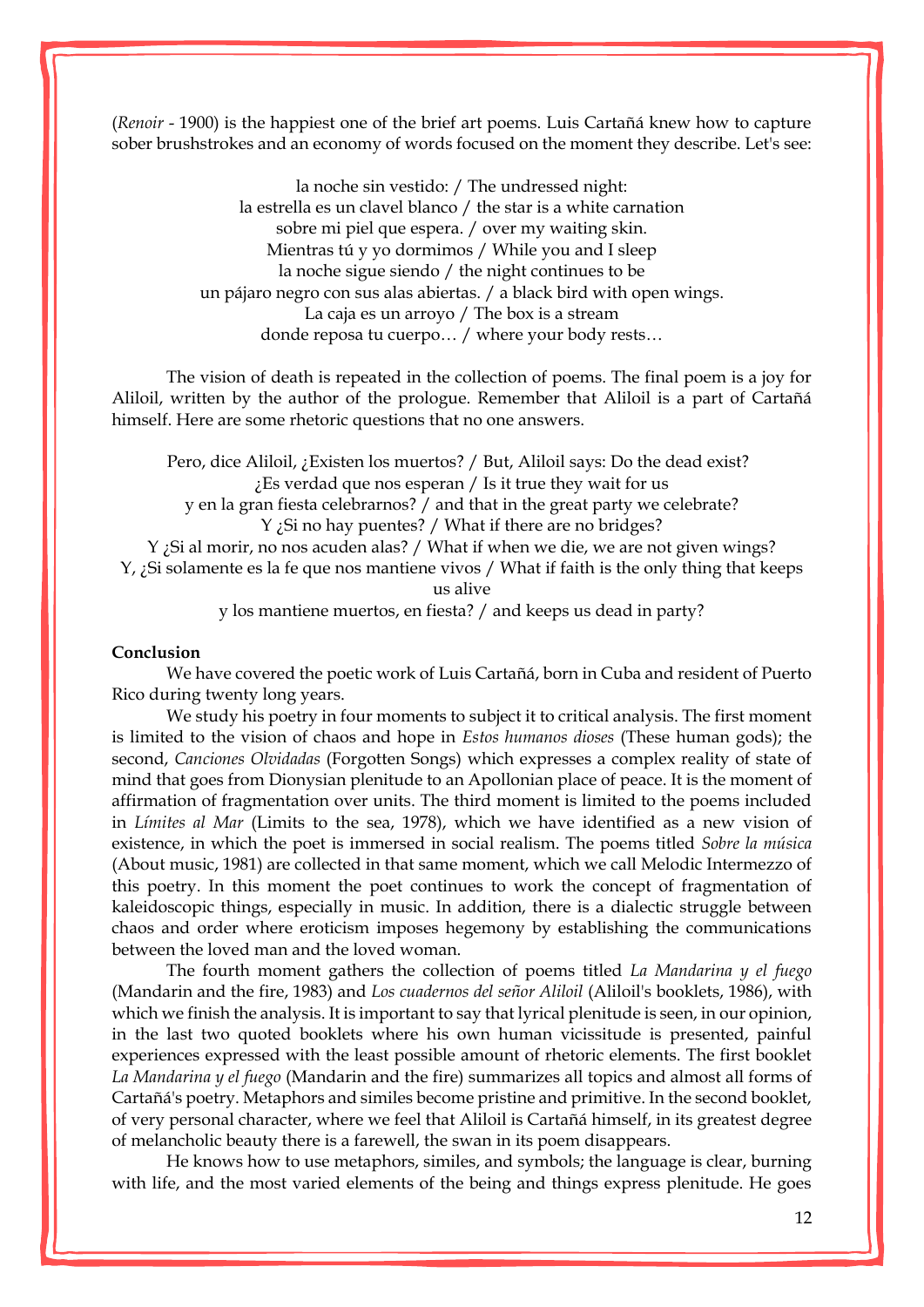(*Renoir* - 1900) is the happiest one of the brief art poems. Luis Cartañá knew how to capture sober brushstrokes and an economy of words focused on the moment they describe. Let's see:

la noche sin vestido: / The undressed night:
la estrella es un clavel blanco / the star is a white carnation
sobre mi piel que espera. / over my waiting skin.
Mientras tú y yo dormimos / While you and I sleep
la noche sigue siendo / the night continues to be
un pájaro negro con sus alas abiertas. / a black bird with open wings.
La caja es un arroyo / The box is a stream
donde reposa tu cuerpo… / where your body rests…

The vision of death is repeated in the collection of poems. The final poem is a joy for Aliloil, written by the author of the prologue. Remember that Aliloil is a part of Cartañá himself. Here are some rhetoric questions that no one answers.

Pero, dice Aliloil, ¿Existen los muertos? / But, Aliloil says: Do the dead exist?
¿Es verdad que nos esperan / Is it true they wait for us
y en la gran fiesta celebrarnos? / and that in the great party we celebrate?
Y ¿Si no hay puentes? / What if there are no bridges?
Y ¿Si al morir, no nos acuden alas? / What if when we die, we are not given wings?
Y, ¿Si solamente es la fe que nos mantiene vivos / What if faith is the only thing that keeps us alive
y los mantiene muertos, en fiesta? / and keeps us dead in party?

**Conclusion**

We have covered the poetic work of Luis Cartañá, born in Cuba and resident of Puerto Rico during twenty long years.

We study his poetry in four moments to subject it to critical analysis. The first moment is limited to the vision of chaos and hope in *Estos humanos dioses* (These human gods); the second, *Canciones Olvidadas* (Forgotten Songs) which expresses a complex reality of state of mind that goes from Dionysian plenitude to an Apollonian place of peace. It is the moment of affirmation of fragmentation over units. The third moment is limited to the poems included in *Límites al Mar* (Limits to the sea, 1978), which we have identified as a new vision of existence, in which the poet is immersed in social realism. The poems titled *Sobre la música* (About music, 1981) are collected in that same moment, which we call Melodic Intermezzo of this poetry. In this moment the poet continues to work the concept of fragmentation of kaleidoscopic things, especially in music. In addition, there is a dialectic struggle between chaos and order where eroticism imposes hegemony by establishing the communications between the loved man and the loved woman.

The fourth moment gathers the collection of poems titled *La Mandarina y el fuego* (Mandarin and the fire, 1983) and *Los cuadernos del señor Aliloil* (Aliloil's booklets, 1986), with which we finish the analysis. It is important to say that lyrical plenitude is seen, in our opinion, in the last two quoted booklets where his own human vicissitude is presented, painful experiences expressed with the least possible amount of rhetoric elements. The first booklet *La Mandarina y el fuego* (Mandarin and the fire) summarizes all topics and almost all forms of Cartañá's poetry. Metaphors and similes become pristine and primitive. In the second booklet, of very personal character, where we feel that Aliloil is Cartañá himself, in its greatest degree of melancholic beauty there is a farewell, the swan in its poem disappears.

He knows how to use metaphors, similes, and symbols; the language is clear, burning with life, and the most varied elements of the being and things express plenitude. He goes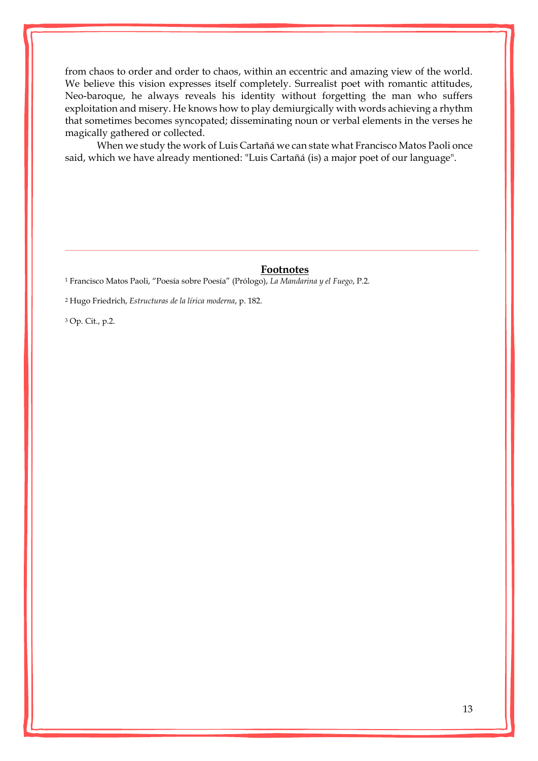from chaos to order and order to chaos, within an eccentric and amazing view of the world. We believe this vision expresses itself completely. Surrealist poet with romantic attitudes, Neo-baroque, he always reveals his identity without forgetting the man who suffers exploitation and misery. He knows how to play demiurgically with words achieving a rhythm that sometimes becomes syncopated; disseminating noun or verbal elements in the verses he magically gathered or collected.

When we study the work of Luis Cartañá we can state what Francisco Matos Paoli once said, which we have already mentioned: "Luis Cartañá (is) a major poet of our language".

---

**Footnotes**

[1] Francisco Matos Paoli, "Poesía sobre Poesía" (Prólogo), *La Mandarina y el Fuego*, P.2.

[2] Hugo Friedrich, *Estructuras de la lírica moderna*, p. 182.

[3] Op. Cit., p.2.